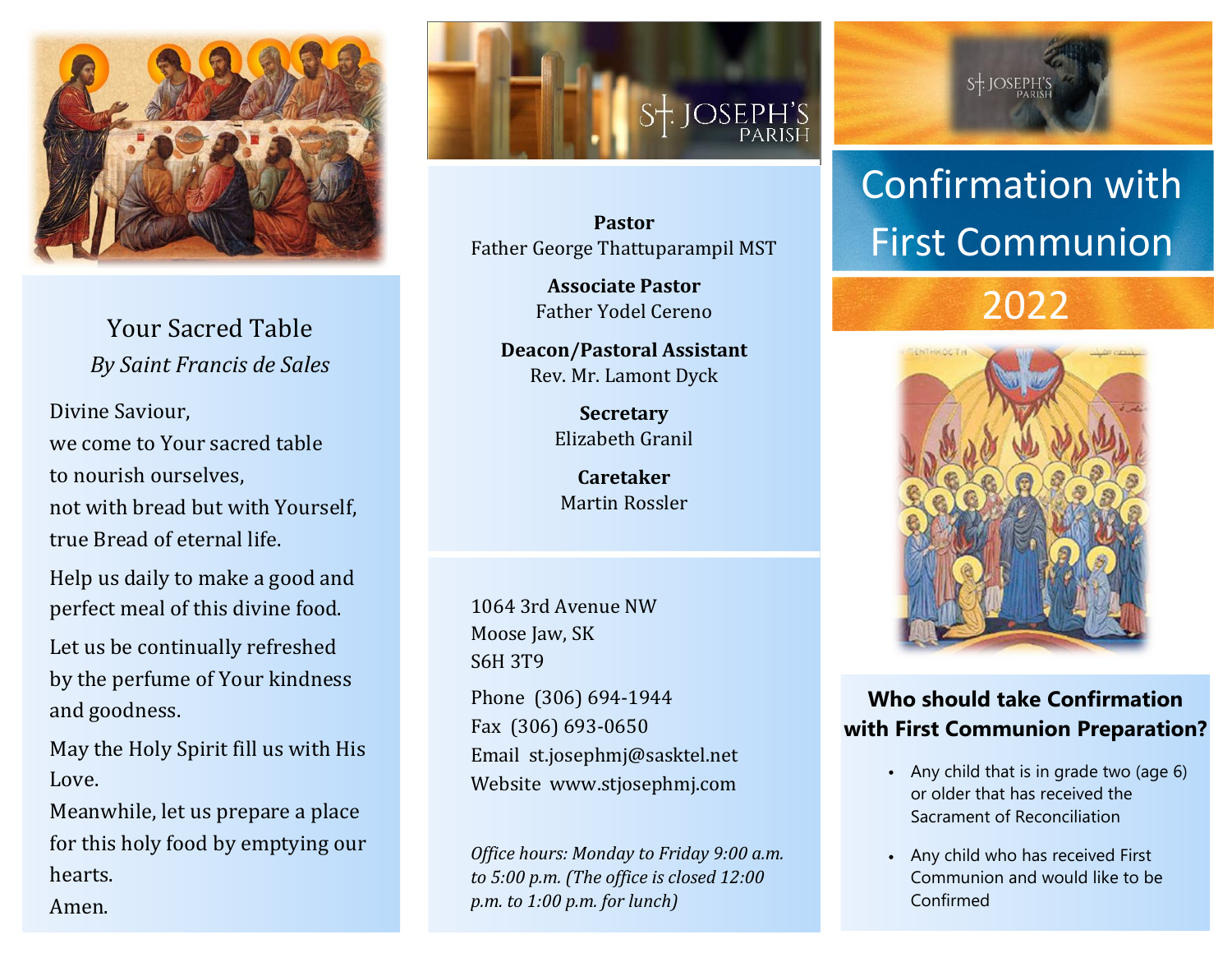## Your Sacred Table

*By Saint Francis de Sales*

Divine Saviour,
we come to Your sacred table
to nourish ourselves,
not with bread but with Yourself,
true Bread of eternal life.

Help us daily to make a good and perfect meal of this divine food.

Let us be continually refreshed by the perfume of Your kindness and goodness.

May the Holy Spirit fill us with His Love.

Meanwhile, let us prepare a place for this holy food by emptying our hearts.

Amen.

St. Joseph's Parish

**Pastor**
Father George Thattuparampil MST

**Associate Pastor**
Father Yodel Cereno

**Deacon/Pastoral Assistant**
Rev. Mr. Lamont Dyck

**Secretary**
Elizabeth Granil

**Caretaker**
Martin Rossler

1064 3rd Avenue NW
Moose Jaw, SK
S6H 3T9

Phone (306) 694-1944
Fax (306) 693-0650
Email st.josephmj@sasktel.net
Website www.stjosephmj.com

*Office hours: Monday to Friday 9:00 a.m. to 5:00 p.m. (The office is closed 12:00 p.m. to 1:00 p.m. for lunch)*

St. Joseph's Parish

# Confirmation with First Communion

# 2022

### Who should take Confirmation with First Communion Preparation?

- Any child that is in grade two (age 6) or older that has received the Sacrament of Reconciliation
- Any child who has received First Communion and would like to be Confirmed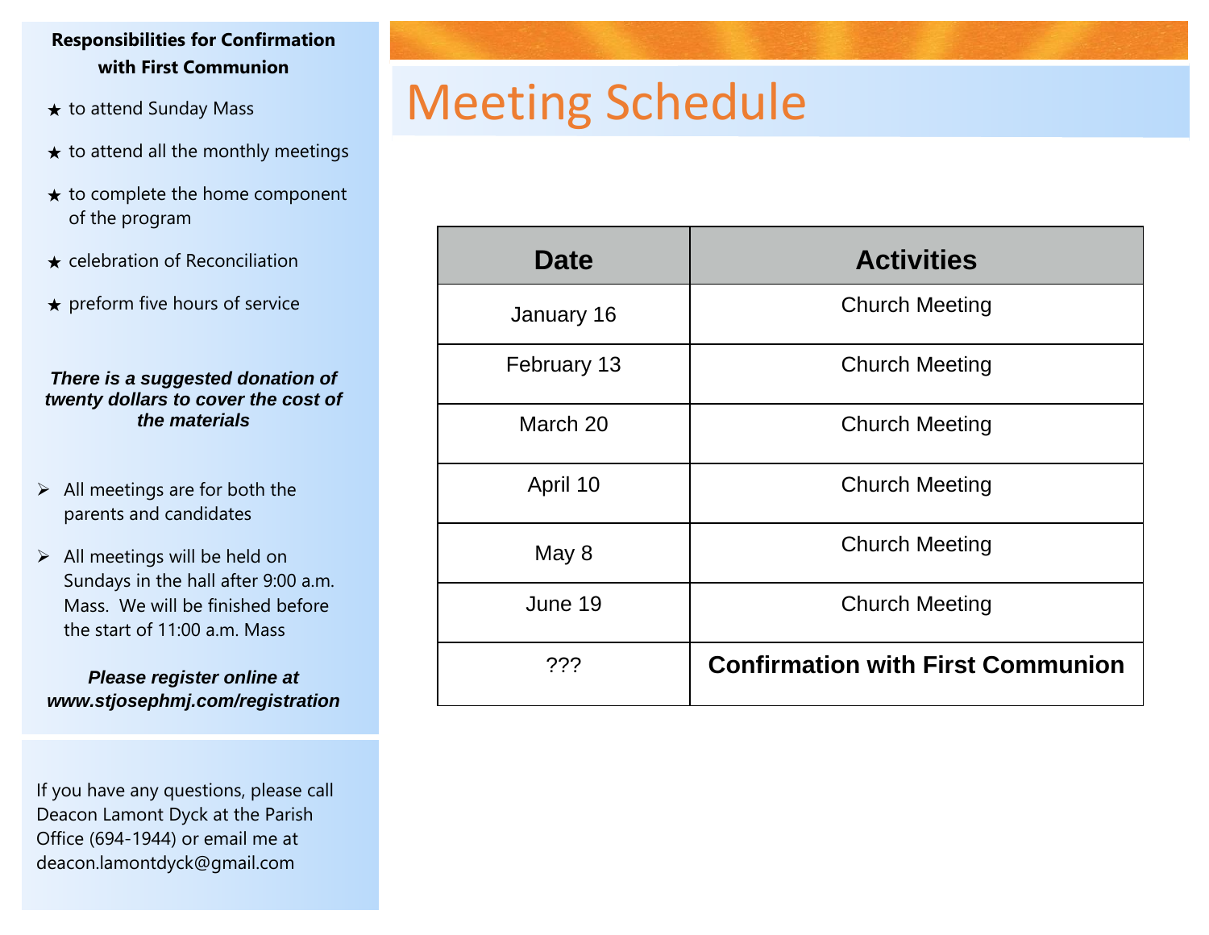**Responsibilities for Confirmation with First Communion**

- ★ to attend Sunday Mass
- ★ to attend all the monthly meetings
- ★ to complete the home component of the program
- ★ celebration of Reconciliation
- ★ preform five hours of service

***There is a suggested donation of twenty dollars to cover the cost of the materials***

- All meetings are for both the parents and candidates
- All meetings will be held on Sundays in the hall after 9:00 a.m. Mass. We will be finished before the start of 11:00 a.m. Mass

***Please register online at www.stjosephmj.com/registration***

If you have any questions, please call Deacon Lamont Dyck at the Parish Office (694-1944) or email me at deacon.lamontdyck@gmail.com

# Meeting Schedule

| Date | Activities |
|---|---|
| January 16 | Church Meeting |
| February 13 | Church Meeting |
| March 20 | Church Meeting |
| April 10 | Church Meeting |
| May 8 | Church Meeting |
| June 19 | Church Meeting |
| ??? | **Confirmation with First Communion** |